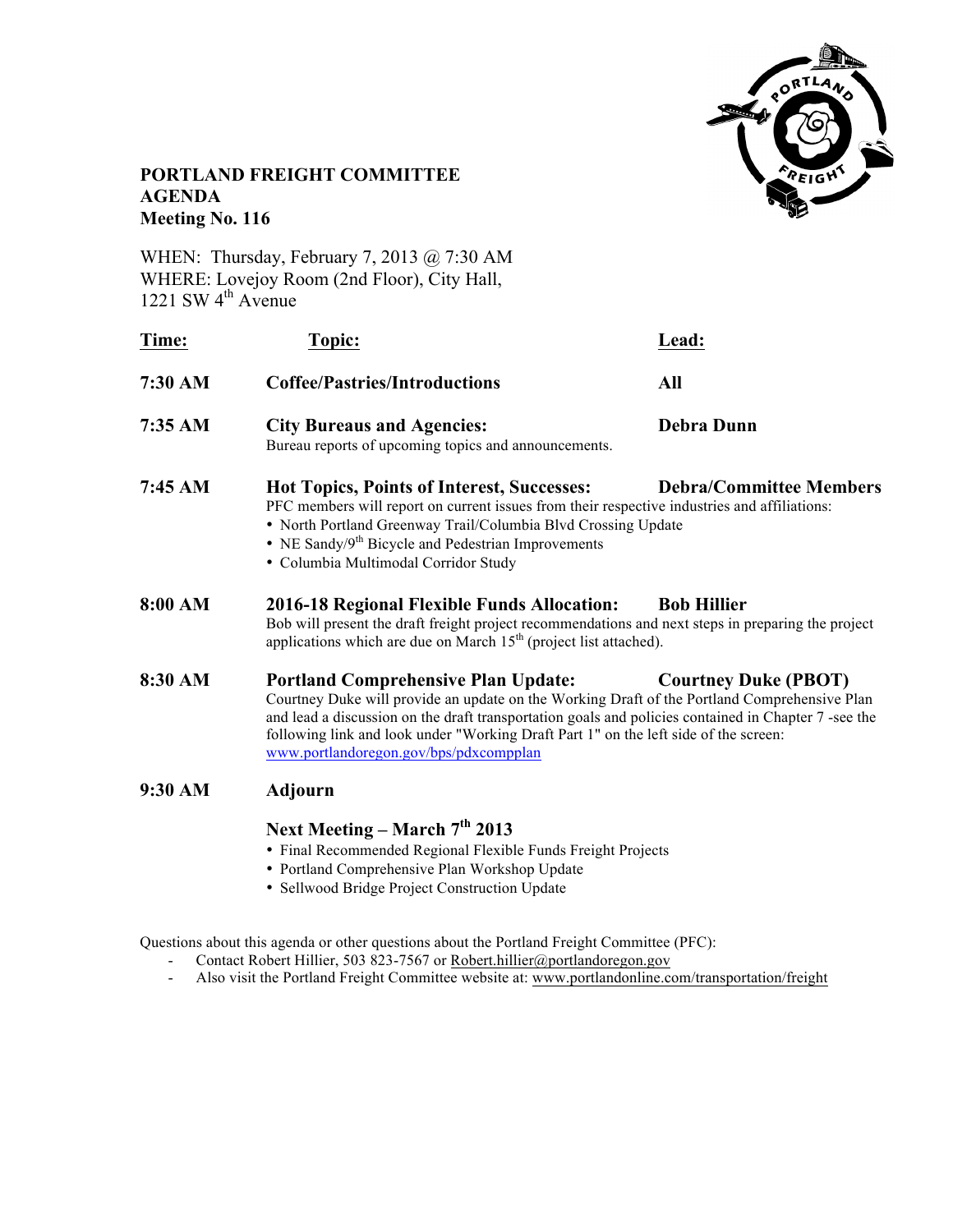# PORTLAND FREIGHT COMMITTEE
# AGENDA
## Meeting No. 116

WHEN: Thursday, February 7, 2013 @ 7:30 AM
WHERE: Lovejoy Room (2nd Floor), City Hall, 1221 SW 4th Avenue

| Time: | Topic: | Lead: |
|---|---|---|
| **7:30 AM** | **Coffee/Pastries/Introductions** | **All** |
| **7:35 AM** | **City Bureaus and Agencies:** Bureau reports of upcoming topics and announcements. | **Debra Dunn** |
| **7:45 AM** | **Hot Topics, Points of Interest, Successes:** PFC members will report on current issues from their respective industries and affiliations: • North Portland Greenway Trail/Columbia Blvd Crossing Update • NE Sandy/9th Bicycle and Pedestrian Improvements • Columbia Multimodal Corridor Study | **Debra/Committee Members** |
| **8:00 AM** | **2016-18 Regional Flexible Funds Allocation:** Bob will present the draft freight project recommendations and next steps in preparing the project applications which are due on March 15th (project list attached). | **Bob Hillier** |
| **8:30 AM** | **Portland Comprehensive Plan Update:** Courtney Duke will provide an update on the Working Draft of the Portland Comprehensive Plan and lead a discussion on the draft transportation goals and policies contained in Chapter 7 -see the following link and look under "Working Draft Part 1" on the left side of the screen: www.portlandoregon.gov/bps/pdxcompplan | **Courtney Duke (PBOT)** |
| **9:30 AM** | **Adjourn** | |

**Next Meeting – March 7th 2013**

- Final Recommended Regional Flexible Funds Freight Projects
- Portland Comprehensive Plan Workshop Update
- Sellwood Bridge Project Construction Update

Questions about this agenda or other questions about the Portland Freight Committee (PFC):

- Contact Robert Hillier, 503 823-7567 or Robert.hillier@portlandoregon.gov
- Also visit the Portland Freight Committee website at: www.portlandonline.com/transportation/freight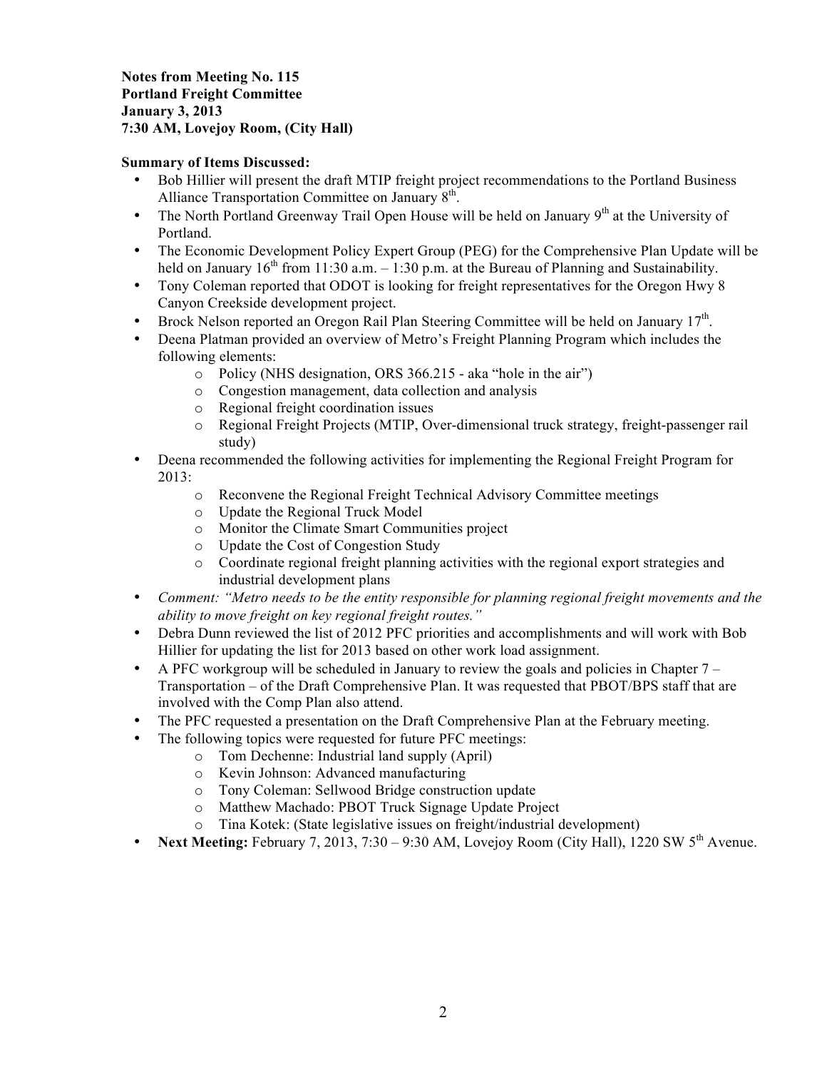**Notes from Meeting No. 115**
**Portland Freight Committee**
**January 3, 2013**
**7:30 AM, Lovejoy Room, (City Hall)**

**Summary of Items Discussed:**

- Bob Hillier will present the draft MTIP freight project recommendations to the Portland Business Alliance Transportation Committee on January 8th.
- The North Portland Greenway Trail Open House will be held on January 9th at the University of Portland.
- The Economic Development Policy Expert Group (PEG) for the Comprehensive Plan Update will be held on January 16th from 11:30 a.m. – 1:30 p.m. at the Bureau of Planning and Sustainability.
- Tony Coleman reported that ODOT is looking for freight representatives for the Oregon Hwy 8 Canyon Creekside development project.
- Brock Nelson reported an Oregon Rail Plan Steering Committee will be held on January 17th.
- Deena Platman provided an overview of Metro's Freight Planning Program which includes the following elements:
  - Policy (NHS designation, ORS 366.215 - aka "hole in the air")
  - Congestion management, data collection and analysis
  - Regional freight coordination issues
  - Regional Freight Projects (MTIP, Over-dimensional truck strategy, freight-passenger rail study)
- Deena recommended the following activities for implementing the Regional Freight Program for 2013:
  - Reconvene the Regional Freight Technical Advisory Committee meetings
  - Update the Regional Truck Model
  - Monitor the Climate Smart Communities project
  - Update the Cost of Congestion Study
  - Coordinate regional freight planning activities with the regional export strategies and industrial development plans
- *Comment: "Metro needs to be the entity responsible for planning regional freight movements and the ability to move freight on key regional freight routes."*
- Debra Dunn reviewed the list of 2012 PFC priorities and accomplishments and will work with Bob Hillier for updating the list for 2013 based on other work load assignment.
- A PFC workgroup will be scheduled in January to review the goals and policies in Chapter 7 – Transportation – of the Draft Comprehensive Plan. It was requested that PBOT/BPS staff that are involved with the Comp Plan also attend.
- The PFC requested a presentation on the Draft Comprehensive Plan at the February meeting.
- The following topics were requested for future PFC meetings:
  - Tom Dechenne: Industrial land supply (April)
  - Kevin Johnson: Advanced manufacturing
  - Tony Coleman: Sellwood Bridge construction update
  - Matthew Machado: PBOT Truck Signage Update Project
  - Tina Kotek: (State legislative issues on freight/industrial development)
- **Next Meeting:** February 7, 2013, 7:30 – 9:30 AM, Lovejoy Room (City Hall), 1220 SW 5th Avenue.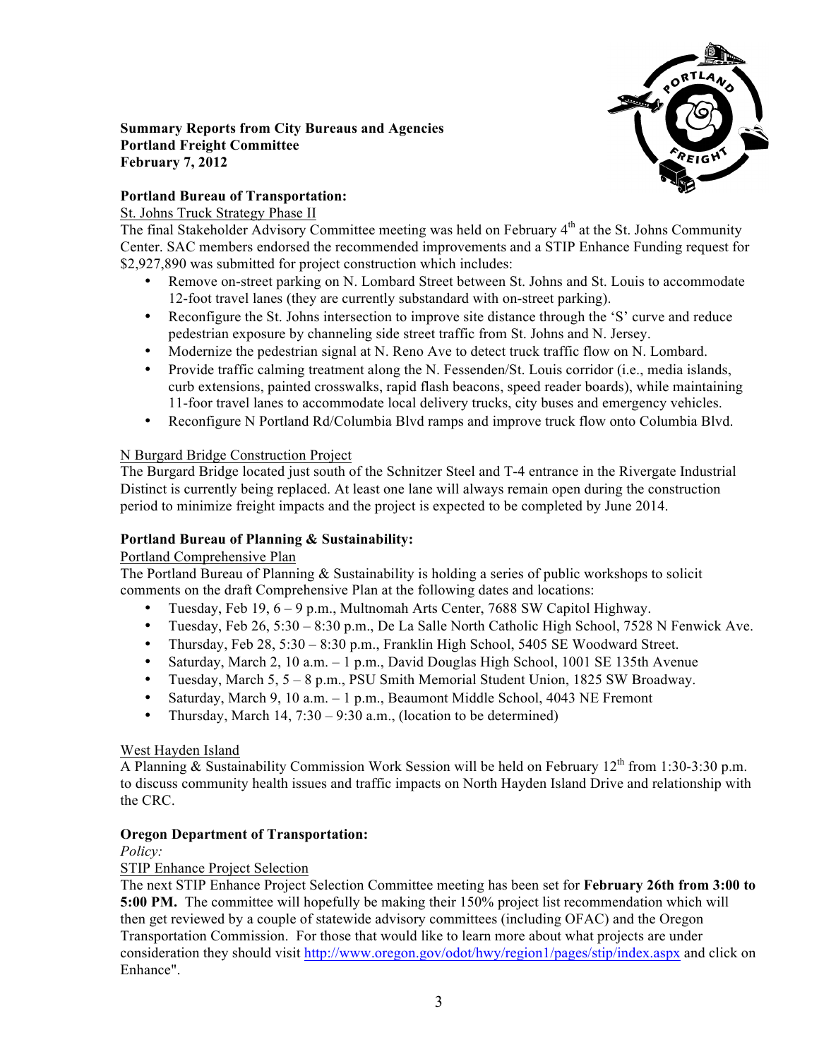**Summary Reports from City Bureaus and Agencies**
**Portland Freight Committee**
**February 7, 2012**

**Portland Bureau of Transportation:**

St. Johns Truck Strategy Phase II

The final Stakeholder Advisory Committee meeting was held on February 4th at the St. Johns Community Center. SAC members endorsed the recommended improvements and a STIP Enhance Funding request for $2,927,890 was submitted for project construction which includes:

- Remove on-street parking on N. Lombard Street between St. Johns and St. Louis to accommodate 12-foot travel lanes (they are currently substandard with on-street parking).
- Reconfigure the St. Johns intersection to improve site distance through the 'S' curve and reduce pedestrian exposure by channeling side street traffic from St. Johns and N. Jersey.
- Modernize the pedestrian signal at N. Reno Ave to detect truck traffic flow on N. Lombard.
- Provide traffic calming treatment along the N. Fessenden/St. Louis corridor (i.e., media islands, curb extensions, painted crosswalks, rapid flash beacons, speed reader boards), while maintaining 11-foor travel lanes to accommodate local delivery trucks, city buses and emergency vehicles.
- Reconfigure N Portland Rd/Columbia Blvd ramps and improve truck flow onto Columbia Blvd.

N Burgard Bridge Construction Project

The Burgard Bridge located just south of the Schnitzer Steel and T-4 entrance in the Rivergate Industrial Distinct is currently being replaced. At least one lane will always remain open during the construction period to minimize freight impacts and the project is expected to be completed by June 2014.

**Portland Bureau of Planning & Sustainability:**

Portland Comprehensive Plan

The Portland Bureau of Planning & Sustainability is holding a series of public workshops to solicit comments on the draft Comprehensive Plan at the following dates and locations:

- Tuesday, Feb 19, 6 – 9 p.m., Multnomah Arts Center, 7688 SW Capitol Highway.
- Tuesday, Feb 26, 5:30 – 8:30 p.m., De La Salle North Catholic High School, 7528 N Fenwick Ave.
- Thursday, Feb 28, 5:30 – 8:30 p.m., Franklin High School, 5405 SE Woodward Street.
- Saturday, March 2, 10 a.m. – 1 p.m., David Douglas High School, 1001 SE 135th Avenue
- Tuesday, March 5, 5 – 8 p.m., PSU Smith Memorial Student Union, 1825 SW Broadway.
- Saturday, March 9, 10 a.m. – 1 p.m., Beaumont Middle School, 4043 NE Fremont
- Thursday, March 14, 7:30 – 9:30 a.m., (location to be determined)

West Hayden Island

A Planning & Sustainability Commission Work Session will be held on February 12th from 1:30-3:30 p.m. to discuss community health issues and traffic impacts on North Hayden Island Drive and relationship with the CRC.

**Oregon Department of Transportation:**

*Policy:*

STIP Enhance Project Selection

The next STIP Enhance Project Selection Committee meeting has been set for **February 26th from 3:00 to 5:00 PM.** The committee will hopefully be making their 150% project list recommendation which will then get reviewed by a couple of statewide advisory committees (including OFAC) and the Oregon Transportation Commission. For those that would like to learn more about what projects are under consideration they should visit http://www.oregon.gov/odot/hwy/region1/pages/stip/index.aspx and click on Enhance".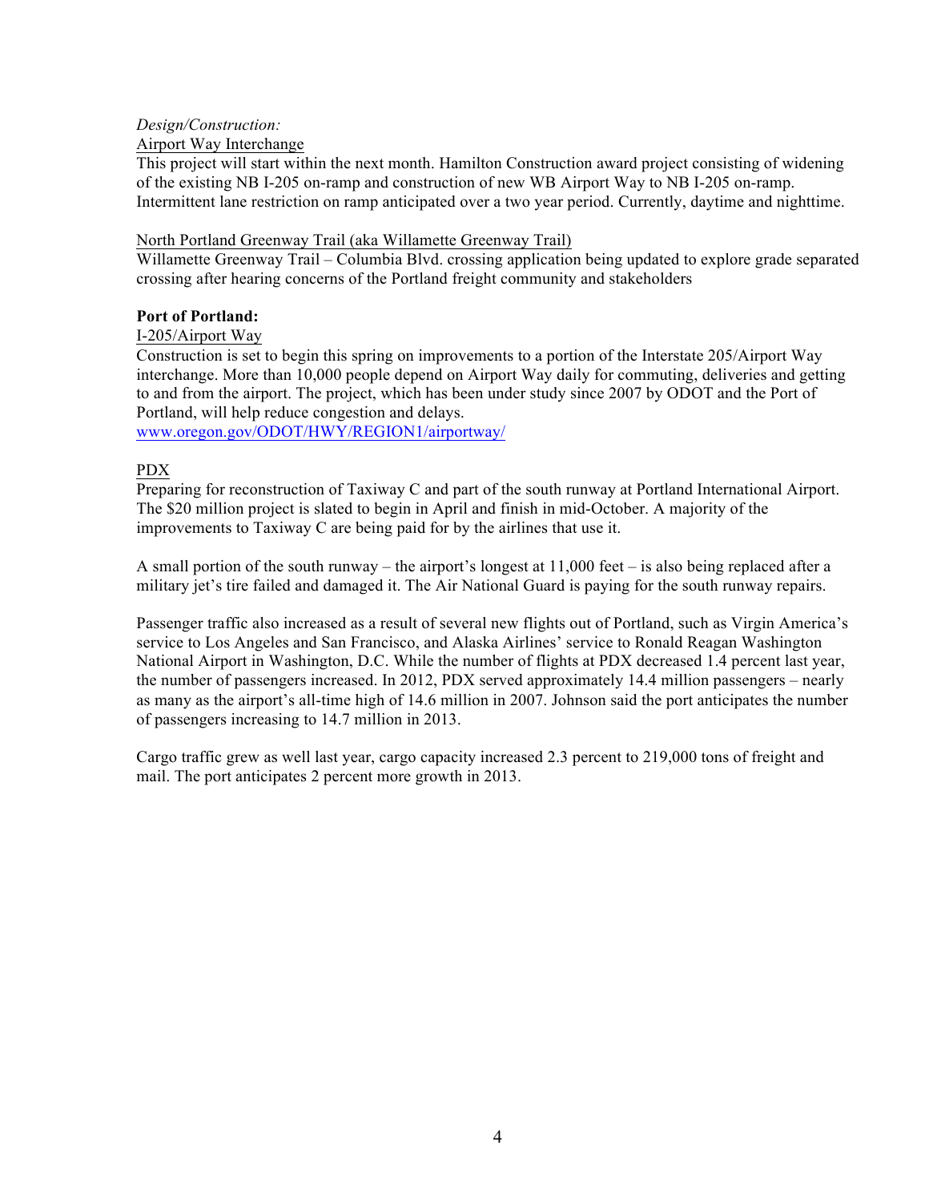*Design/Construction:*

Airport Way Interchange

This project will start within the next month. Hamilton Construction award project consisting of widening of the existing NB I-205 on-ramp and construction of new WB Airport Way to NB I-205 on-ramp. Intermittent lane restriction on ramp anticipated over a two year period. Currently, daytime and nighttime.

North Portland Greenway Trail (aka Willamette Greenway Trail)

Willamette Greenway Trail – Columbia Blvd. crossing application being updated to explore grade separated crossing after hearing concerns of the Portland freight community and stakeholders

**Port of Portland:**

I-205/Airport Way

Construction is set to begin this spring on improvements to a portion of the Interstate 205/Airport Way interchange. More than 10,000 people depend on Airport Way daily for commuting, deliveries and getting to and from the airport. The project, which has been under study since 2007 by ODOT and the Port of Portland, will help reduce congestion and delays.

www.oregon.gov/ODOT/HWY/REGION1/airportway/

PDX

Preparing for reconstruction of Taxiway C and part of the south runway at Portland International Airport. The $20 million project is slated to begin in April and finish in mid-October. A majority of the improvements to Taxiway C are being paid for by the airlines that use it.

A small portion of the south runway – the airport's longest at 11,000 feet – is also being replaced after a military jet's tire failed and damaged it. The Air National Guard is paying for the south runway repairs.

Passenger traffic also increased as a result of several new flights out of Portland, such as Virgin America's service to Los Angeles and San Francisco, and Alaska Airlines' service to Ronald Reagan Washington National Airport in Washington, D.C. While the number of flights at PDX decreased 1.4 percent last year, the number of passengers increased. In 2012, PDX served approximately 14.4 million passengers – nearly as many as the airport's all-time high of 14.6 million in 2007. Johnson said the port anticipates the number of passengers increasing to 14.7 million in 2013.

Cargo traffic grew as well last year, cargo capacity increased 2.3 percent to 219,000 tons of freight and mail. The port anticipates 2 percent more growth in 2013.